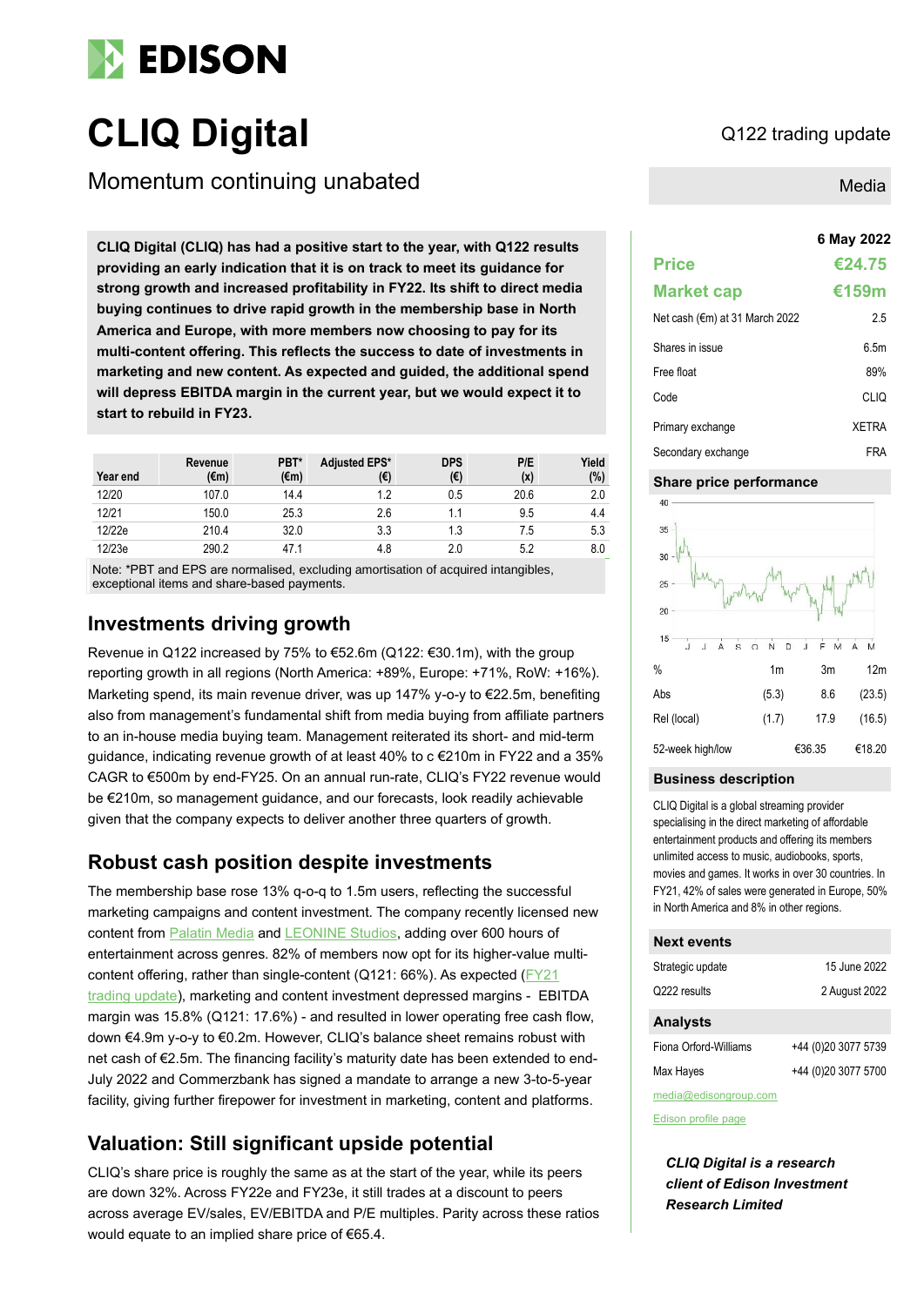# CLIQ Digital

Q122 trading update

## Momentum continuing unabated

Media

**CLIQ Digital (CLIQ) has had a positive start to the year, with Q122 results providing an early indication that it is on track to meet its guidance for strong growth and increased profitability in FY22. Its shift to direct media buying continues to drive rapid growth in the membership base in North America and Europe, with more members now choosing to pay for its multi-content offering. This reflects the success to date of investments in marketing and new content. As expected and guided, the additional spend will depress EBITDA margin in the current year, but we would expect it to start to rebuild in FY23.**

| Year end | Revenue (€m) | PBT* (€m) | Adjusted EPS* (€) | DPS (€) | P/E (x) | Yield (%) |
|---|---|---|---|---|---|---|
| 12/20 | 107.0 | 14.4 | 1.2 | 0.5 | 20.6 | 2.0 |
| 12/21 | 150.0 | 25.3 | 2.6 | 1.1 | 9.5 | 4.4 |
| 12/22e | 210.4 | 32.0 | 3.3 | 1.3 | 7.5 | 5.3 |
| 12/23e | 290.2 | 47.1 | 4.8 | 2.0 | 5.2 | 8.0 |

Note: *PBT and EPS are normalised, excluding amortisation of acquired intangibles, exceptional items and share-based payments.

## Investments driving growth

Revenue in Q122 increased by 75% to €52.6m (Q122: €30.1m), with the group reporting growth in all regions (North America: +89%, Europe: +71%, RoW: +16%). Marketing spend, its main revenue driver, was up 147% y-o-y to €22.5m, benefiting also from management's fundamental shift from media buying from affiliate partners to an in-house media buying team. Management reiterated its short- and mid-term guidance, indicating revenue growth of at least 40% to c €210m in FY22 and a 35% CAGR to €500m by end-FY25. On an annual run-rate, CLIQ's FY22 revenue would be €210m, so management guidance, and our forecasts, look readily achievable given that the company expects to deliver another three quarters of growth.

## Robust cash position despite investments

The membership base rose 13% q-o-q to 1.5m users, reflecting the successful marketing campaigns and content investment. The company recently licensed new content from Palatin Media and LEONINE Studios, adding over 600 hours of entertainment across genres. 82% of members now opt for its higher-value multi-content offering, rather than single-content (Q121: 66%). As expected (FY21 trading update), marketing and content investment depressed margins - EBITDA margin was 15.8% (Q121: 17.6%) - and resulted in lower operating free cash flow, down €4.9m y-o-y to €0.2m. However, CLIQ's balance sheet remains robust with net cash of €2.5m. The financing facility's maturity date has been extended to end-July 2022 and Commerzbank has signed a mandate to arrange a new 3-to-5-year facility, giving further firepower for investment in marketing, content and platforms.

## Valuation: Still significant upside potential

CLIQ's share price is roughly the same as at the start of the year, while its peers are down 32%. Across FY22e and FY23e, it still trades at a discount to peers across average EV/sales, EV/EBITDA and P/E multiples. Parity across these ratios would equate to an implied share price of €65.4.

**6 May 2022**

| | |
|---|---|
| **Price** | **€24.75** |
| **Market cap** | **€159m** |
| Net cash (€m) at 31 March 2022 | 2.5 |
| Shares in issue | 6.5m |
| Free float | 89% |
| Code | CLIQ |
| Primary exchange | XETRA |
| Secondary exchange | FRA |

### Share price performance

| % | 1m | 3m | 12m |
|---|---|---|---|
| Abs | (5.3) | 8.6 | (23.5) |
| Rel (local) | (1.7) | 17.9 | (16.5) |
| 52-week high/low | | €36.35 | €18.20 |

### Business description

CLIQ Digital is a global streaming provider specialising in the direct marketing of affordable entertainment products and offering its members unlimited access to music, audiobooks, sports, movies and games. It works in over 30 countries. In FY21, 42% of sales were generated in Europe, 50% in North America and 8% in other regions.

### Next events

| | |
|---|---|
| Strategic update | 15 June 2022 |
| Q222 results | 2 August 2022 |

### Analysts

| | |
|---|---|
| Fiona Orford-Williams | +44 (0)20 3077 5739 |
| Max Hayes | +44 (0)20 3077 5700 |

media@edisongroup.com

Edison profile page

***CLIQ Digital is a research client of Edison Investment Research Limited***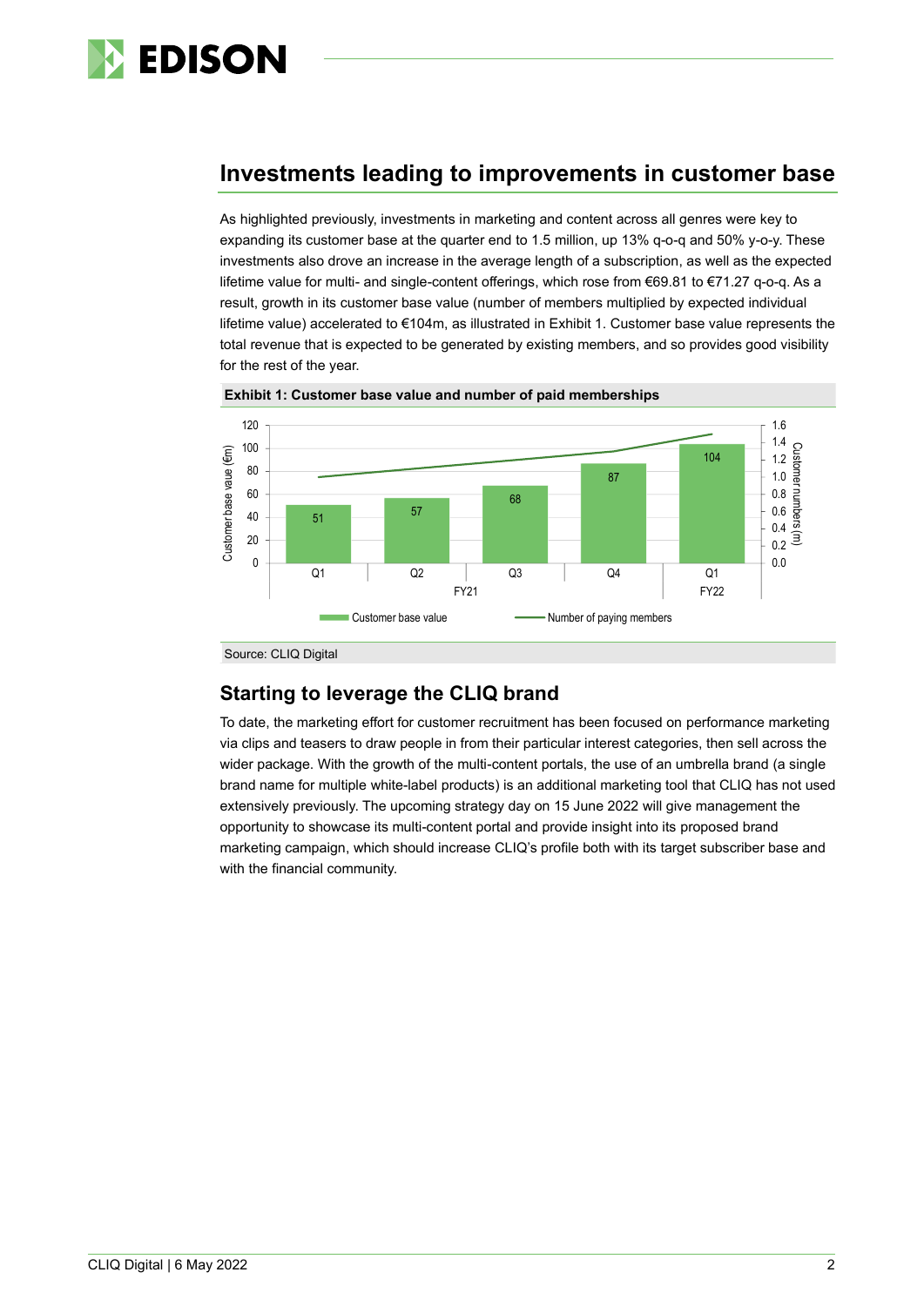## Investments leading to improvements in customer base

As highlighted previously, investments in marketing and content across all genres were key to expanding its customer base at the quarter end to 1.5 million, up 13% q-o-q and 50% y-o-y. These investments also drove an increase in the average length of a subscription, as well as the expected lifetime value for multi- and single-content offerings, which rose from €69.81 to €71.27 q-o-q. As a result, growth in its customer base value (number of members multiplied by expected individual lifetime value) accelerated to €104m, as illustrated in Exhibit 1. Customer base value represents the total revenue that is expected to be generated by existing members, and so provides good visibility for the rest of the year.

**Exhibit 1: Customer base value and number of paid memberships**

| | FY21 Q1 | FY21 Q2 | FY21 Q3 | FY21 Q4 | FY22 Q1 |
|---|---|---|---|---|---|
| Customer base value (€m) | 51 | 57 | 68 | 87 | 104 |

Source: CLIQ Digital

### Starting to leverage the CLIQ brand

To date, the marketing effort for customer recruitment has been focused on performance marketing via clips and teasers to draw people in from their particular interest categories, then sell across the wider package. With the growth of the multi-content portals, the use of an umbrella brand (a single brand name for multiple white-label products) is an additional marketing tool that CLIQ has not used extensively previously. The upcoming strategy day on 15 June 2022 will give management the opportunity to showcase its multi-content portal and provide insight into its proposed brand marketing campaign, which should increase CLIQ's profile both with its target subscriber base and with the financial community.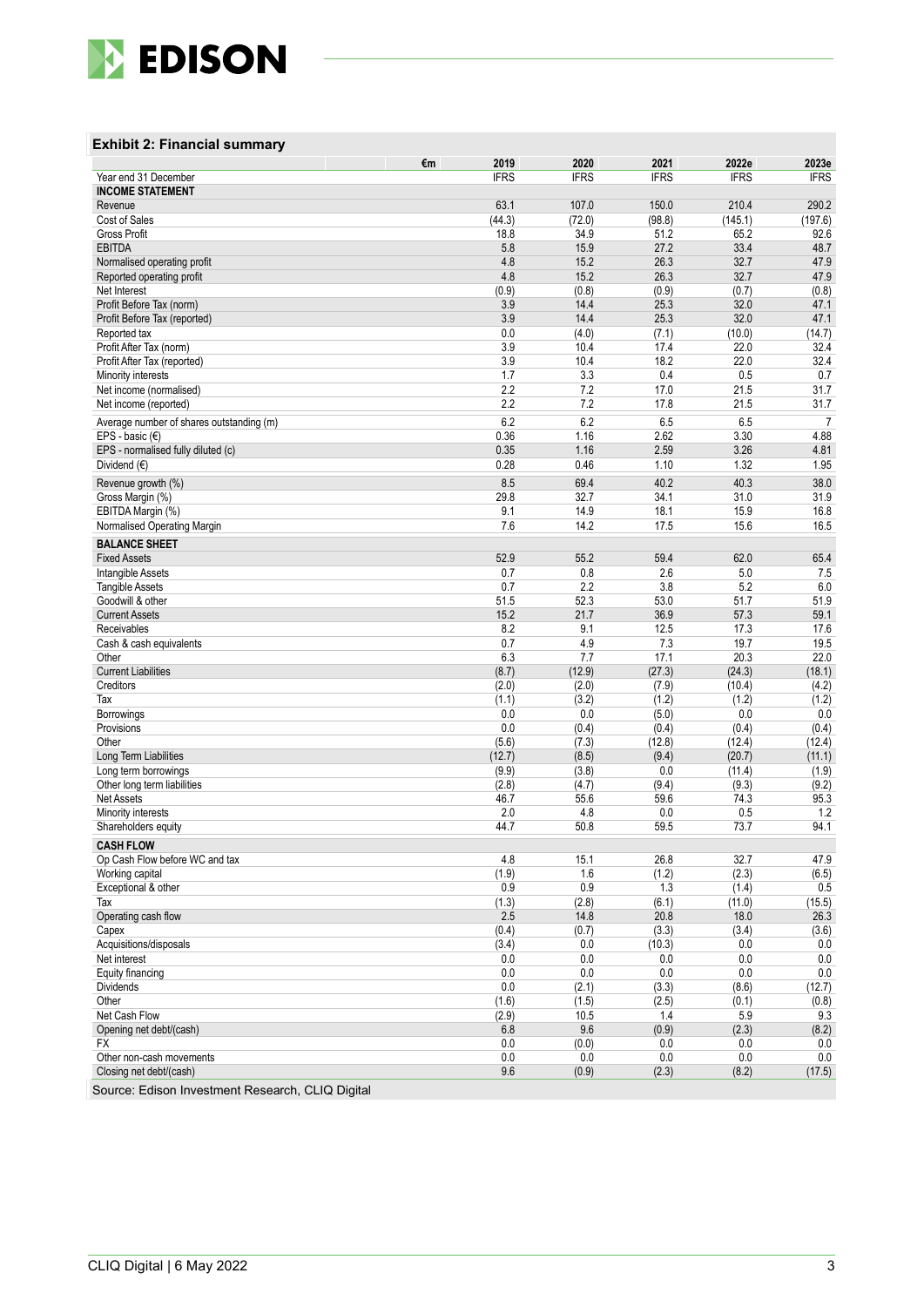## Exhibit 2: Financial summary

| €m | 2019 | 2020 | 2021 | 2022e | 2023e |
|---|---|---|---|---|---|
| Year end 31 December | IFRS | IFRS | IFRS | IFRS | IFRS |
| **INCOME STATEMENT** | | | | | |
| Revenue | 63.1 | 107.0 | 150.0 | 210.4 | 290.2 |
| Cost of Sales | (44.3) | (72.0) | (98.8) | (145.1) | (197.6) |
| Gross Profit | 18.8 | 34.9 | 51.2 | 65.2 | 92.6 |
| EBITDA | 5.8 | 15.9 | 27.2 | 33.4 | 48.7 |
| Normalised operating profit | 4.8 | 15.2 | 26.3 | 32.7 | 47.9 |
| Reported operating profit | 4.8 | 15.2 | 26.3 | 32.7 | 47.9 |
| Net Interest | (0.9) | (0.8) | (0.9) | (0.7) | (0.8) |
| Profit Before Tax (norm) | 3.9 | 14.4 | 25.3 | 32.0 | 47.1 |
| Profit Before Tax (reported) | 3.9 | 14.4 | 25.3 | 32.0 | 47.1 |
| Reported tax | 0.0 | (4.0) | (7.1) | (10.0) | (14.7) |
| Profit After Tax (norm) | 3.9 | 10.4 | 17.4 | 22.0 | 32.4 |
| Profit After Tax (reported) | 3.9 | 10.4 | 18.2 | 22.0 | 32.4 |
| Minority interests | 1.7 | 3.3 | 0.4 | 0.5 | 0.7 |
| Net income (normalised) | 2.2 | 7.2 | 17.0 | 21.5 | 31.7 |
| Net income (reported) | 2.2 | 7.2 | 17.8 | 21.5 | 31.7 |
| Average number of shares outstanding (m) | 6.2 | 6.2 | 6.5 | 6.5 | 7 |
| EPS - basic (€) | 0.36 | 1.16 | 2.62 | 3.30 | 4.88 |
| EPS - normalised fully diluted (c) | 0.35 | 1.16 | 2.59 | 3.26 | 4.81 |
| Dividend (€) | 0.28 | 0.46 | 1.10 | 1.32 | 1.95 |
| Revenue growth (%) | 8.5 | 69.4 | 40.2 | 40.3 | 38.0 |
| Gross Margin (%) | 29.8 | 32.7 | 34.1 | 31.0 | 31.9 |
| EBITDA Margin (%) | 9.1 | 14.9 | 18.1 | 15.9 | 16.8 |
| Normalised Operating Margin | 7.6 | 14.2 | 17.5 | 15.6 | 16.5 |
| **BALANCE SHEET** | | | | | |
| Fixed Assets | 52.9 | 55.2 | 59.4 | 62.0 | 65.4 |
| Intangible Assets | 0.7 | 0.8 | 2.6 | 5.0 | 7.5 |
| Tangible Assets | 0.7 | 2.2 | 3.8 | 5.2 | 6.0 |
| Goodwill & other | 51.5 | 52.3 | 53.0 | 51.7 | 51.9 |
| Current Assets | 15.2 | 21.7 | 36.9 | 57.3 | 59.1 |
| Receivables | 8.2 | 9.1 | 12.5 | 17.3 | 17.6 |
| Cash & cash equivalents | 0.7 | 4.9 | 7.3 | 19.7 | 19.5 |
| Other | 6.3 | 7.7 | 17.1 | 20.3 | 22.0 |
| Current Liabilities | (8.7) | (12.9) | (27.3) | (24.3) | (18.1) |
| Creditors | (2.0) | (2.0) | (7.9) | (10.4) | (4.2) |
| Tax | (1.1) | (3.2) | (1.2) | (1.2) | (1.2) |
| Borrowings | 0.0 | 0.0 | (5.0) | 0.0 | 0.0 |
| Provisions | 0.0 | (0.4) | (0.4) | (0.4) | (0.4) |
| Other | (5.6) | (7.3) | (12.8) | (12.4) | (12.4) |
| Long Term Liabilities | (12.7) | (8.5) | (9.4) | (20.7) | (11.1) |
| Long term borrowings | (9.9) | (3.8) | 0.0 | (11.4) | (1.9) |
| Other long term liabilities | (2.8) | (4.7) | (9.4) | (9.3) | (9.2) |
| Net Assets | 46.7 | 55.6 | 59.6 | 74.3 | 95.3 |
| Minority interests | 2.0 | 4.8 | 0.0 | 0.5 | 1.2 |
| Shareholders equity | 44.7 | 50.8 | 59.5 | 73.7 | 94.1 |
| **CASH FLOW** | | | | | |
| Op Cash Flow before WC and tax | 4.8 | 15.1 | 26.8 | 32.7 | 47.9 |
| Working capital | (1.9) | 1.6 | (1.2) | (2.3) | (6.5) |
| Exceptional & other | 0.9 | 0.9 | 1.3 | (1.4) | 0.5 |
| Tax | (1.3) | (2.8) | (6.1) | (11.0) | (15.5) |
| Operating cash flow | 2.5 | 14.8 | 20.8 | 18.0 | 26.3 |
| Capex | (0.4) | (0.7) | (3.3) | (3.4) | (3.6) |
| Acquisitions/disposals | (3.4) | 0.0 | (10.3) | 0.0 | 0.0 |
| Net interest | 0.0 | 0.0 | 0.0 | 0.0 | 0.0 |
| Equity financing | 0.0 | 0.0 | 0.0 | 0.0 | 0.0 |
| Dividends | 0.0 | (2.1) | (3.3) | (8.6) | (12.7) |
| Other | (1.6) | (1.5) | (2.5) | (0.1) | (0.8) |
| Net Cash Flow | (2.9) | 10.5 | 1.4 | 5.9 | 9.3 |
| Opening net debt/(cash) | 6.8 | 9.6 | (0.9) | (2.3) | (8.2) |
| FX | 0.0 | (0.0) | 0.0 | 0.0 | 0.0 |
| Other non-cash movements | 0.0 | 0.0 | 0.0 | 0.0 | 0.0 |
| Closing net debt/(cash) | 9.6 | (0.9) | (2.3) | (8.2) | (17.5) |

Source: Edison Investment Research, CLIQ Digital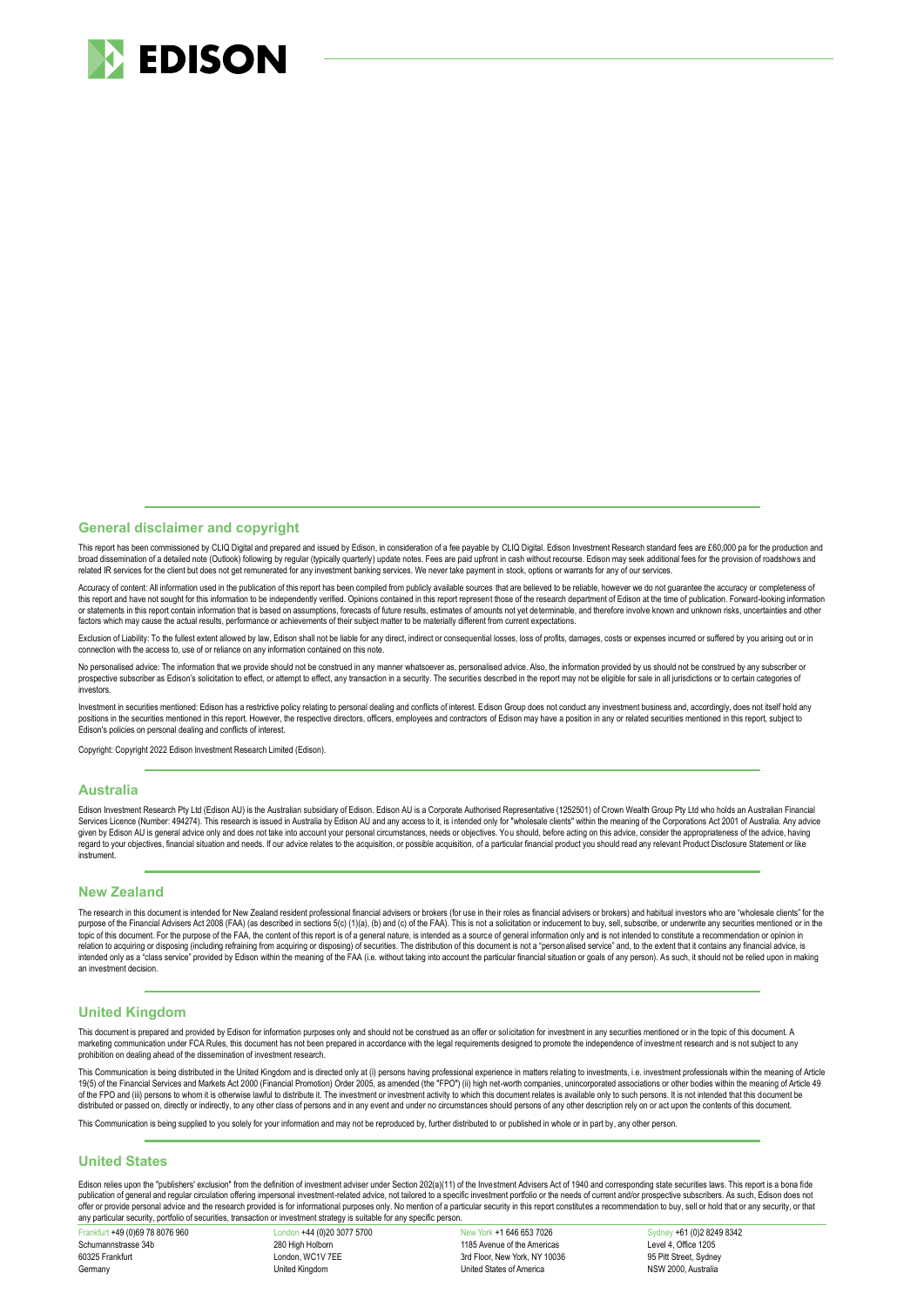## General disclaimer and copyright

This report has been commissioned by CLIQ Digital and prepared and issued by Edison, in consideration of a fee payable by CLIQ Digital. Edison Investment Research standard fees are £60,000 pa for the production and broad dissemination of a detailed note (Outlook) following by regular (typically quarterly) update notes. Fees are paid upfront in cash without recourse. Edison may seek additional fees for the provision of roadshows and related IR services for the client but does not get remunerated for any investment banking services. We never take payment in stock, options or warrants for any of our services.

Accuracy of content: All information used in the publication of this report has been compiled from publicly available sources that are believed to be reliable, however we do not guarantee the accuracy or completeness of this report and have not sought for this information to be independently verified. Opinions contained in this report represent those of the research department of Edison at the time of publication. Forward-looking information or statements in this report contain information that is based on assumptions, forecasts of future results, estimates of amounts not yet determinable, and therefore involve known and unknown risks, uncertainties and other factors which may cause the actual results, performance or achievements of their subject matter to be materially different from current expectations.

Exclusion of Liability: To the fullest extent allowed by law, Edison shall not be liable for any direct, indirect or consequential losses, loss of profits, damages, costs or expenses incurred or suffered by you arising out or in connection with the access to, use of or reliance on any information contained on this note.

No personalised advice: The information that we provide should not be construed in any manner whatsoever as, personalised advice. Also, the information provided by us should not be construed by any subscriber or prospective subscriber as Edison's solicitation to effect, or attempt to effect, any transaction in a security. The securities described in the report may not be eligible for sale in all jurisdictions or to certain categories of investors.

Investment in securities mentioned: Edison has a restrictive policy relating to personal dealing and conflicts of interest. Edison Group does not conduct any investment business and, accordingly, does not itself hold any positions in the securities mentioned in this report. However, the respective directors, officers, employees and contractors of Edison may have a position in any or related securities mentioned in this report, subject to Edison's policies on personal dealing and conflicts of interest.

Copyright: Copyright 2022 Edison Investment Research Limited (Edison).

## Australia

Edison Investment Research Pty Ltd (Edison AU) is the Australian subsidiary of Edison. Edison AU is a Corporate Authorised Representative (1252501) of Crown Wealth Group Pty Ltd who holds an Australian Financial Services Licence (Number: 494274). This research is issued in Australia by Edison AU and any access to it, is intended only for "wholesale clients" within the meaning of the Corporations Act 2001 of Australia. Any advice given by Edison AU is general advice only and does not take into account your personal circumstances, needs or objectives. You should, before acting on this advice, consider the appropriateness of the advice, having regard to your objectives, financial situation and needs. If our advice relates to the acquisition, or possible acquisition, of a particular financial product you should read any relevant Product Disclosure Statement or like instrument.

## New Zealand

The research in this document is intended for New Zealand resident professional financial advisers or brokers (for use in their roles as financial advisers or brokers) and habitual investors who are "wholesale clients" for the purpose of the Financial Advisers Act 2008 (FAA) (as described in sections 5(c) (1)(a), (b) and (c) of the FAA). This is not a solicitation or inducement to buy, sell, subscribe, or underwrite any securities mentioned or in the topic of this document. For the purpose of the FAA, the content of this report is of a general nature, is intended as a source of general information only and is not intended to constitute a recommendation or opinion in relation to acquiring or disposing (including refraining from acquiring or disposing) of securities. The distribution of this document is not a "personalised service" and, to the extent that it contains any financial advice, is intended only as a "class service" provided by Edison within the meaning of the FAA (i.e. without taking into account the particular financial situation or goals of any person). As such, it should not be relied upon in making an investment decision.

## United Kingdom

This document is prepared and provided by Edison for information purposes only and should not be construed as an offer or solicitation for investment in any securities mentioned or in the topic of this document. A marketing communication under FCA Rules, this document has not been prepared in accordance with the legal requirements designed to promote the independence of investment research and is not subject to any prohibition on dealing ahead of the dissemination of investment research.

This Communication is being distributed in the United Kingdom and is directed only at (i) persons having professional experience in matters relating to investments, i.e. investment professionals within the meaning of Article 19(5) of the Financial Services and Markets Act 2000 (Financial Promotion) Order 2005, as amended (the "FPO") (ii) high net-worth companies, unincorporated associations or other bodies within the meaning of Article 49 of the FPO and (iii) persons to whom it is otherwise lawful to distribute it. The investment or investment activity to which this document relates is available only to such persons. It is not intended that this document be distributed or passed on, directly or indirectly, to any other class of persons and in any event and under no circumstances should persons of any other description rely on or act upon the contents of this document.

This Communication is being supplied to you solely for your information and may not be reproduced by, further distributed to or published in whole or in part by, any other person.

## United States

Edison relies upon the "publishers' exclusion" from the definition of investment adviser under Section 202(a)(11) of the Investment Advisers Act of 1940 and corresponding state securities laws. This report is a bona fide publication of general and regular circulation offering impersonal investment-related advice, not tailored to a specific investment portfolio or the needs of current and/or prospective subscribers. As such, Edison does not offer or provide personal advice and the research provided is for informational purposes only. No mention of a particular security in this report constitutes a recommendation to buy, sell or hold that or any security, or that any particular security, portfolio of securities, transaction or investment strategy is suitable for any specific person.

Frankfurt +49 (0)69 78 8076 960
Schumannstrasse 34b
60325 Frankfurt
Germany

London +44 (0)20 3077 5700
280 High Holborn
London, WC1V 7EE
United Kingdom

New York +1 646 653 7026
1185 Avenue of the Americas
3rd Floor, New York, NY 10036
United States of America

Sydney +61 (0)2 8249 8342
Level 4, Office 1205
95 Pitt Street, Sydney
NSW 2000, Australia